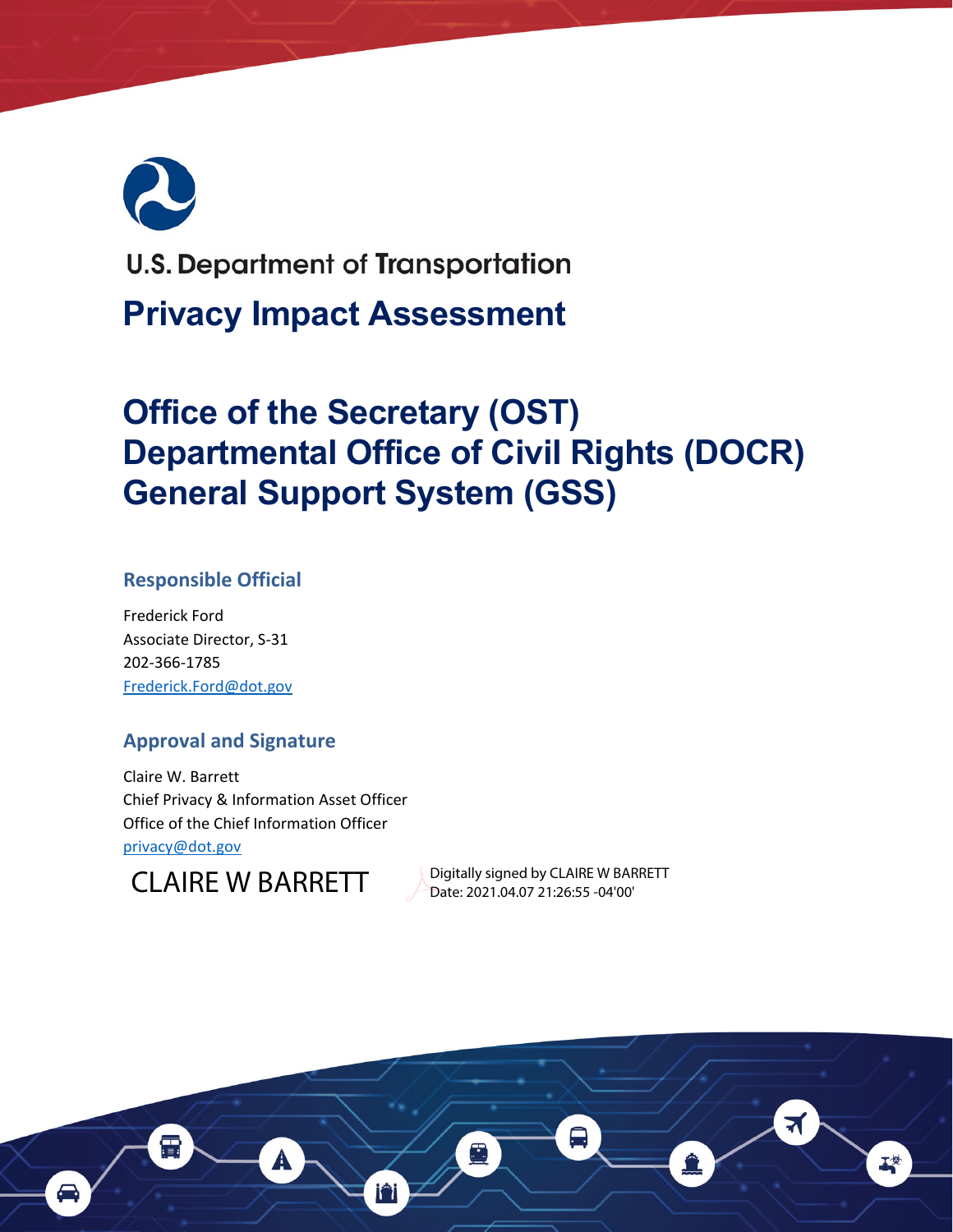U.S. Department of Transportation

# Privacy Impact Assessment

# Office of the Secretary (OST)
# Departmental Office of Civil Rights (DOCR)
# General Support System (GSS)

## Responsible Official

Frederick Ford
Associate Director, S-31
202-366-1785
Frederick.Ford@dot.gov

## Approval and Signature

Claire W. Barrett
Chief Privacy & Information Asset Officer
Office of the Chief Information Officer
privacy@dot.gov

CLAIRE W BARRETT

Digitally signed by CLAIRE W BARRETT
Date: 2021.04.07 21:26:55 -04'00'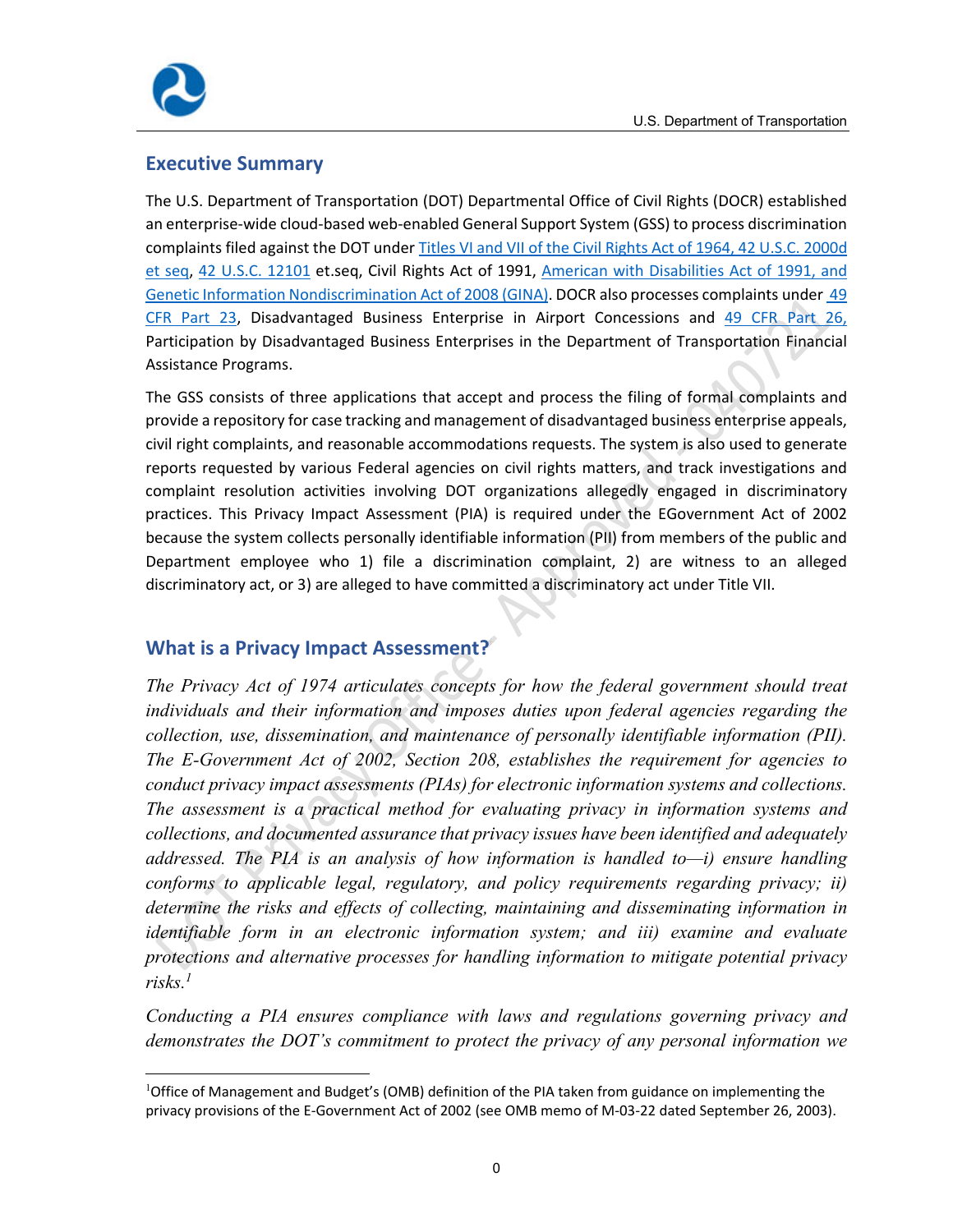## Executive Summary

The U.S. Department of Transportation (DOT) Departmental Office of Civil Rights (DOCR) established an enterprise-wide cloud-based web-enabled General Support System (GSS) to process discrimination complaints filed against the DOT under Titles VI and VII of the Civil Rights Act of 1964, 42 U.S.C. 2000d et seq, 42 U.S.C. 12101 et.seq, Civil Rights Act of 1991, American with Disabilities Act of 1991, and Genetic Information Nondiscrimination Act of 2008 (GINA). DOCR also processes complaints under 49 CFR Part 23, Disadvantaged Business Enterprise in Airport Concessions and 49 CFR Part 26, Participation by Disadvantaged Business Enterprises in the Department of Transportation Financial Assistance Programs.

The GSS consists of three applications that accept and process the filing of formal complaints and provide a repository for case tracking and management of disadvantaged business enterprise appeals, civil right complaints, and reasonable accommodations requests. The system is also used to generate reports requested by various Federal agencies on civil rights matters, and track investigations and complaint resolution activities involving DOT organizations allegedly engaged in discriminatory practices. This Privacy Impact Assessment (PIA) is required under the EGovernment Act of 2002 because the system collects personally identifiable information (PII) from members of the public and Department employee who 1) file a discrimination complaint, 2) are witness to an alleged discriminatory act, or 3) are alleged to have committed a discriminatory act under Title VII.

## What is a Privacy Impact Assessment?

*The Privacy Act of 1974 articulates concepts for how the federal government should treat individuals and their information and imposes duties upon federal agencies regarding the collection, use, dissemination, and maintenance of personally identifiable information (PII). The E-Government Act of 2002, Section 208, establishes the requirement for agencies to conduct privacy impact assessments (PIAs) for electronic information systems and collections. The assessment is a practical method for evaluating privacy in information systems and collections, and documented assurance that privacy issues have been identified and adequately addressed. The PIA is an analysis of how information is handled to—i) ensure handling conforms to applicable legal, regulatory, and policy requirements regarding privacy; ii) determine the risks and effects of collecting, maintaining and disseminating information in identifiable form in an electronic information system; and iii) examine and evaluate protections and alternative processes for handling information to mitigate potential privacy risks.*[1]

*Conducting a PIA ensures compliance with laws and regulations governing privacy and demonstrates the DOT's commitment to protect the privacy of any personal information we*

---

[1]Office of Management and Budget's (OMB) definition of the PIA taken from guidance on implementing the privacy provisions of the E-Government Act of 2002 (see OMB memo of M-03-22 dated September 26, 2003).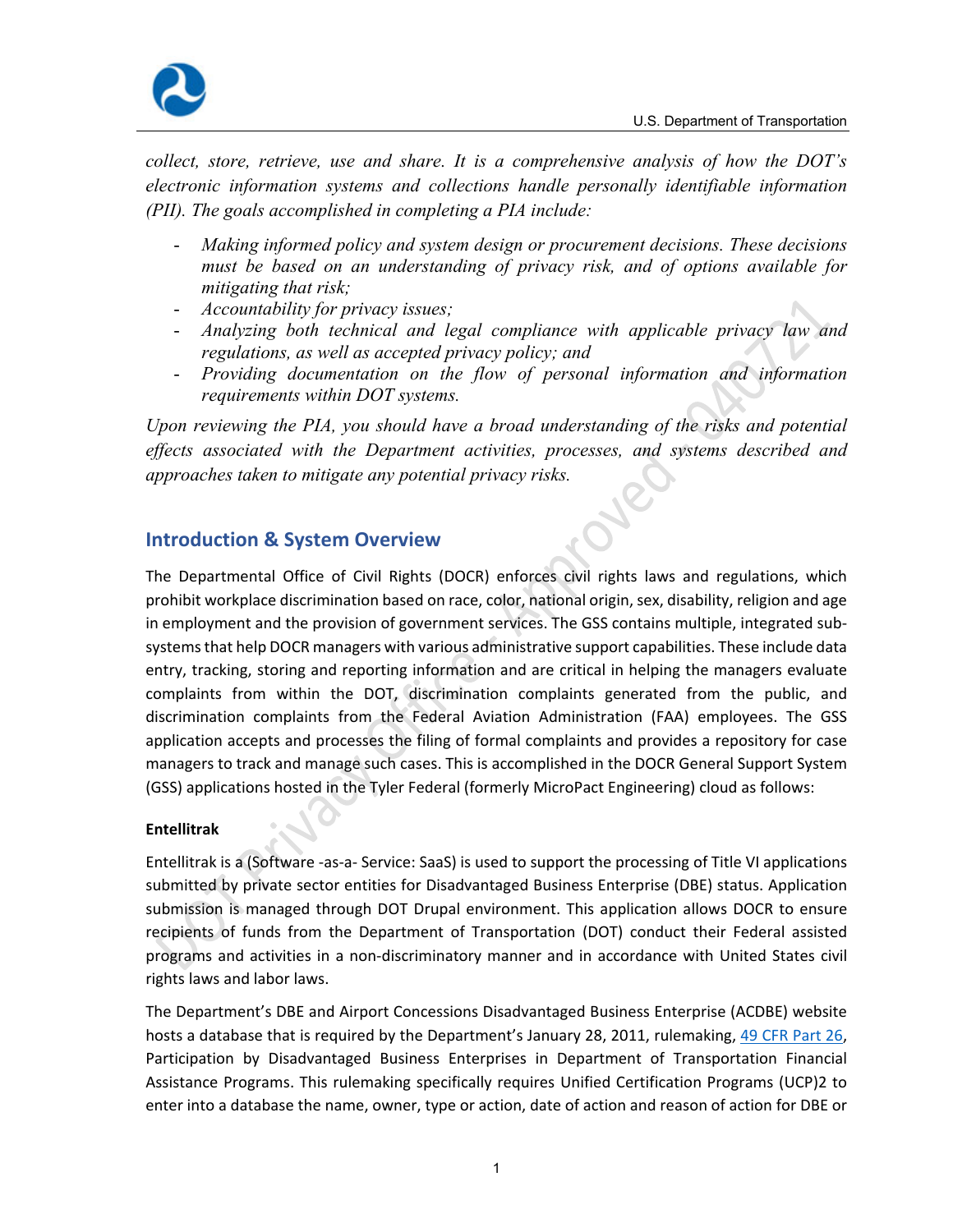*collect, store, retrieve, use and share. It is a comprehensive analysis of how the DOT's electronic information systems and collections handle personally identifiable information (PII). The goals accomplished in completing a PIA include:*

- *Making informed policy and system design or procurement decisions. These decisions must be based on an understanding of privacy risk, and of options available for mitigating that risk;*
- *Accountability for privacy issues;*
- *Analyzing both technical and legal compliance with applicable privacy law and regulations, as well as accepted privacy policy; and*
- *Providing documentation on the flow of personal information and information requirements within DOT systems.*

*Upon reviewing the PIA, you should have a broad understanding of the risks and potential effects associated with the Department activities, processes, and systems described and approaches taken to mitigate any potential privacy risks.*

## Introduction & System Overview

The Departmental Office of Civil Rights (DOCR) enforces civil rights laws and regulations, which prohibit workplace discrimination based on race, color, national origin, sex, disability, religion and age in employment and the provision of government services. The GSS contains multiple, integrated sub-systems that help DOCR managers with various administrative support capabilities. These include data entry, tracking, storing and reporting information and are critical in helping the managers evaluate complaints from within the DOT, discrimination complaints generated from the public, and discrimination complaints from the Federal Aviation Administration (FAA) employees. The GSS application accepts and processes the filing of formal complaints and provides a repository for case managers to track and manage such cases. This is accomplished in the DOCR General Support System (GSS) applications hosted in the Tyler Federal (formerly MicroPact Engineering) cloud as follows:

**Entellitrak**

Entellitrak is a (Software -as-a- Service: SaaS) is used to support the processing of Title VI applications submitted by private sector entities for Disadvantaged Business Enterprise (DBE) status. Application submission is managed through DOT Drupal environment. This application allows DOCR to ensure recipients of funds from the Department of Transportation (DOT) conduct their Federal assisted programs and activities in a non-discriminatory manner and in accordance with United States civil rights laws and labor laws.

The Department's DBE and Airport Concessions Disadvantaged Business Enterprise (ACDBE) website hosts a database that is required by the Department's January 28, 2011, rulemaking, 49 CFR Part 26, Participation by Disadvantaged Business Enterprises in Department of Transportation Financial Assistance Programs. This rulemaking specifically requires Unified Certification Programs (UCP)2 to enter into a database the name, owner, type or action, date of action and reason of action for DBE or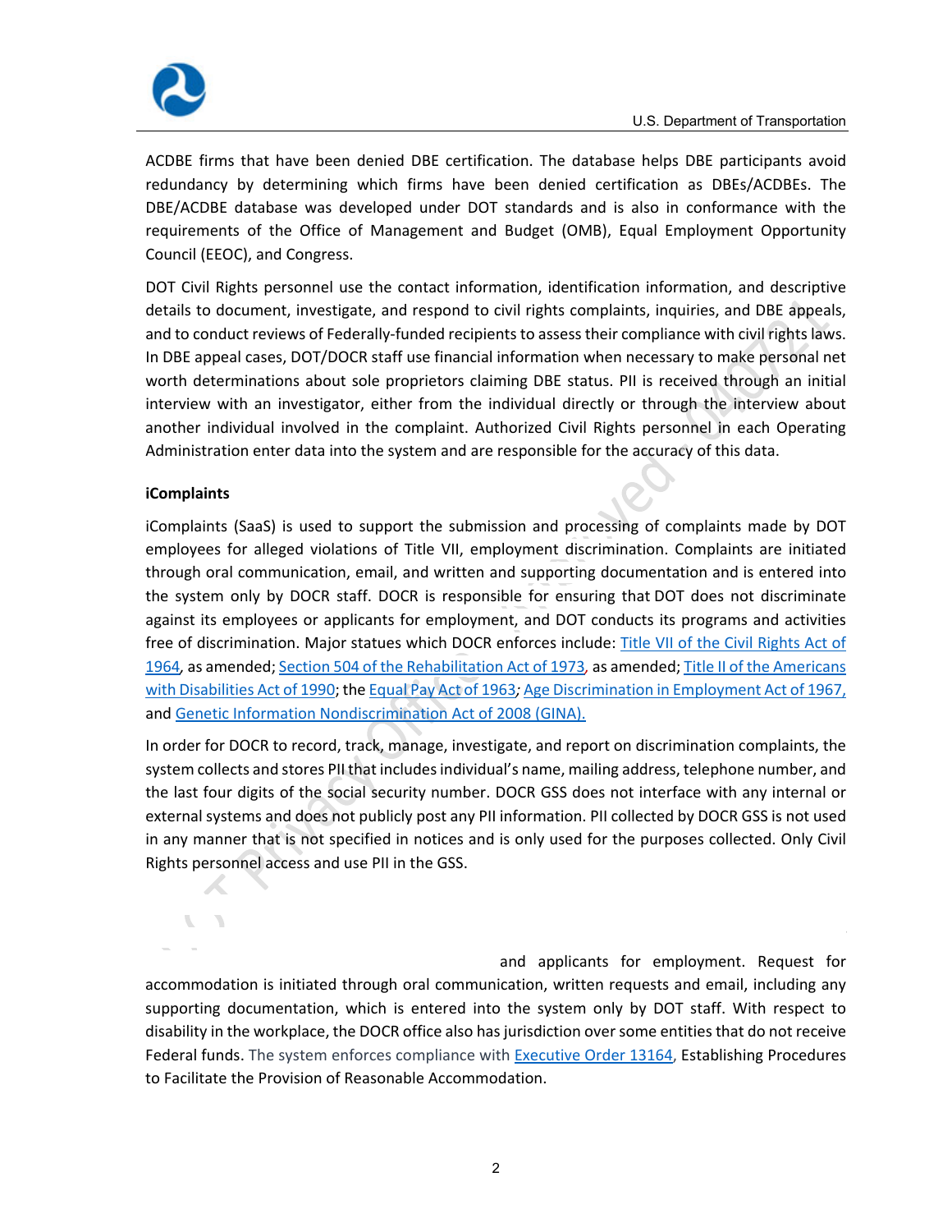ACDBE firms that have been denied DBE certification. The database helps DBE participants avoid redundancy by determining which firms have been denied certification as DBEs/ACDBEs. The DBE/ACDBE database was developed under DOT standards and is also in conformance with the requirements of the Office of Management and Budget (OMB), Equal Employment Opportunity Council (EEOC), and Congress.

DOT Civil Rights personnel use the contact information, identification information, and descriptive details to document, investigate, and respond to civil rights complaints, inquiries, and DBE appeals, and to conduct reviews of Federally-funded recipients to assess their compliance with civil rights laws. In DBE appeal cases, DOT/DOCR staff use financial information when necessary to make personal net worth determinations about sole proprietors claiming DBE status. PII is received through an initial interview with an investigator, either from the individual directly or through the interview about another individual involved in the complaint. Authorized Civil Rights personnel in each Operating Administration enter data into the system and are responsible for the accuracy of this data.

**iComplaints**

iComplaints (SaaS) is used to support the submission and processing of complaints made by DOT employees for alleged violations of Title VII, employment discrimination. Complaints are initiated through oral communication, email, and written and supporting documentation and is entered into the system only by DOCR staff. DOCR is responsible for ensuring that DOT does not discriminate against its employees or applicants for employment, and DOT conducts its programs and activities free of discrimination. Major statues which DOCR enforces include: Title VII of the Civil Rights Act of 1964, as amended; Section 504 of the Rehabilitation Act of 1973, as amended; Title II of the Americans with Disabilities Act of 1990; the Equal Pay Act of 1963; Age Discrimination in Employment Act of 1967, and Genetic Information Nondiscrimination Act of 2008 (GINA).

In order for DOCR to record, track, manage, investigate, and report on discrimination complaints, the system collects and stores PII that includes individual's name, mailing address, telephone number, and the last four digits of the social security number. DOCR GSS does not interface with any internal or external systems and does not publicly post any PII information. PII collected by DOCR GSS is not used in any manner that is not specified in notices and is only used for the purposes collected. Only Civil Rights personnel access and use PII in the GSS.

and applicants for employment. Request for accommodation is initiated through oral communication, written requests and email, including any supporting documentation, which is entered into the system only by DOT staff. With respect to disability in the workplace, the DOCR office also has jurisdiction over some entities that do not receive Federal funds. The system enforces compliance with Executive Order 13164, Establishing Procedures to Facilitate the Provision of Reasonable Accommodation.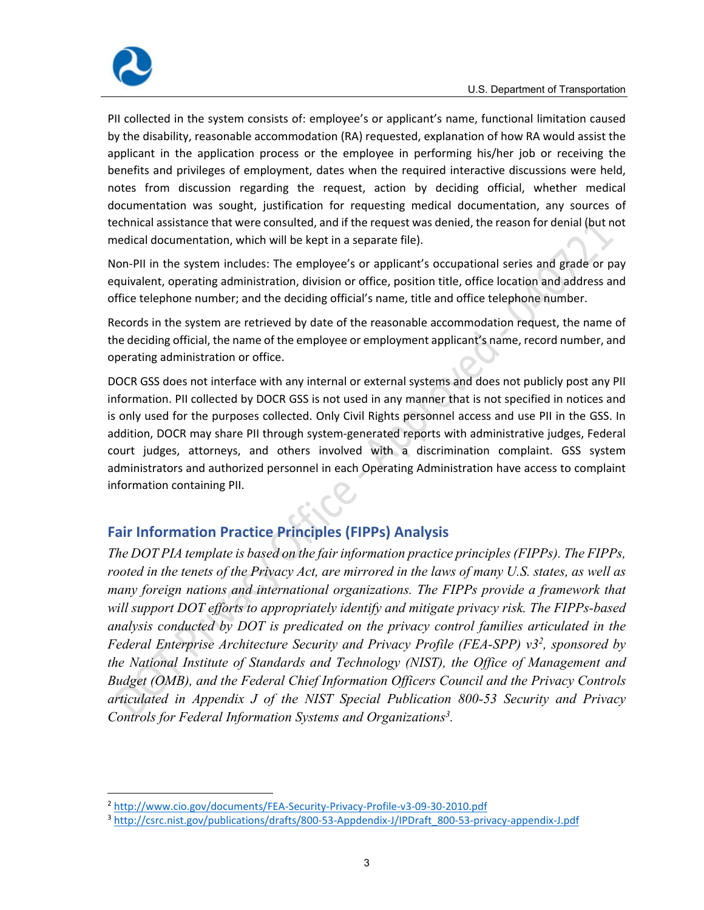PII collected in the system consists of: employee's or applicant's name, functional limitation caused by the disability, reasonable accommodation (RA) requested, explanation of how RA would assist the applicant in the application process or the employee in performing his/her job or receiving the benefits and privileges of employment, dates when the required interactive discussions were held, notes from discussion regarding the request, action by deciding official, whether medical documentation was sought, justification for requesting medical documentation, any sources of technical assistance that were consulted, and if the request was denied, the reason for denial (but not medical documentation, which will be kept in a separate file).

Non-PII in the system includes: The employee's or applicant's occupational series and grade or pay equivalent, operating administration, division or office, position title, office location and address and office telephone number; and the deciding official's name, title and office telephone number.

Records in the system are retrieved by date of the reasonable accommodation request, the name of the deciding official, the name of the employee or employment applicant's name, record number, and operating administration or office.

DOCR GSS does not interface with any internal or external systems and does not publicly post any PII information. PII collected by DOCR GSS is not used in any manner that is not specified in notices and is only used for the purposes collected. Only Civil Rights personnel access and use PII in the GSS. In addition, DOCR may share PII through system-generated reports with administrative judges, Federal court judges, attorneys, and others involved with a discrimination complaint. GSS system administrators and authorized personnel in each Operating Administration have access to complaint information containing PII.

## Fair Information Practice Principles (FIPPs) Analysis

*The DOT PIA template is based on the fair information practice principles (FIPPs). The FIPPs, rooted in the tenets of the Privacy Act, are mirrored in the laws of many U.S. states, as well as many foreign nations and international organizations. The FIPPs provide a framework that will support DOT efforts to appropriately identify and mitigate privacy risk. The FIPPs-based analysis conducted by DOT is predicated on the privacy control families articulated in the Federal Enterprise Architecture Security and Privacy Profile (FEA-SPP) v3[2], sponsored by the National Institute of Standards and Technology (NIST), the Office of Management and Budget (OMB), and the Federal Chief Information Officers Council and the Privacy Controls articulated in Appendix J of the NIST Special Publication 800-53 Security and Privacy Controls for Federal Information Systems and Organizations[3].*

---

[2] http://www.cio.gov/documents/FEA-Security-Privacy-Profile-v3-09-30-2010.pdf

[3] http://csrc.nist.gov/publications/drafts/800-53-Appdendix-J/IPDraft_800-53-privacy-appendix-J.pdf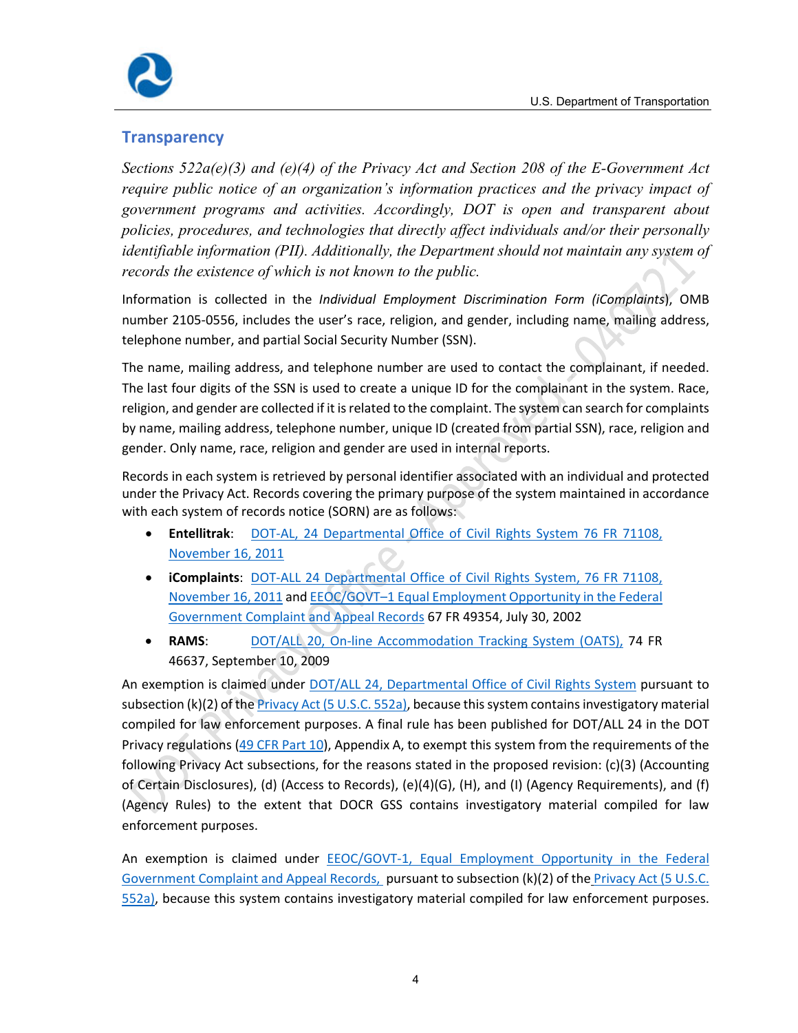## Transparency

*Sections 522a(e)(3) and (e)(4) of the Privacy Act and Section 208 of the E-Government Act require public notice of an organization's information practices and the privacy impact of government programs and activities. Accordingly, DOT is open and transparent about policies, procedures, and technologies that directly affect individuals and/or their personally identifiable information (PII). Additionally, the Department should not maintain any system of records the existence of which is not known to the public.*

Information is collected in the *Individual Employment Discrimination Form (iComplaints)*, OMB number 2105-0556, includes the user's race, religion, and gender, including name, mailing address, telephone number, and partial Social Security Number (SSN).

The name, mailing address, and telephone number are used to contact the complainant, if needed. The last four digits of the SSN is used to create a unique ID for the complainant in the system. Race, religion, and gender are collected if it is related to the complaint. The system can search for complaints by name, mailing address, telephone number, unique ID (created from partial SSN), race, religion and gender. Only name, race, religion and gender are used in internal reports.

Records in each system is retrieved by personal identifier associated with an individual and protected under the Privacy Act. Records covering the primary purpose of the system maintained in accordance with each system of records notice (SORN) are as follows:

- **Entellitrak**: DOT-AL, 24 Departmental Office of Civil Rights System 76 FR 71108, November 16, 2011
- **iComplaints**: DOT-ALL 24 Departmental Office of Civil Rights System, 76 FR 71108, November 16, 2011 and EEOC/GOVT–1 Equal Employment Opportunity in the Federal Government Complaint and Appeal Records 67 FR 49354, July 30, 2002
- **RAMS**: DOT/ALL 20, On-line Accommodation Tracking System (OATS), 74 FR 46637, September 10, 2009

An exemption is claimed under DOT/ALL 24, Departmental Office of Civil Rights System pursuant to subsection (k)(2) of the Privacy Act (5 U.S.C. 552a), because this system contains investigatory material compiled for law enforcement purposes. A final rule has been published for DOT/ALL 24 in the DOT Privacy regulations (49 CFR Part 10), Appendix A, to exempt this system from the requirements of the following Privacy Act subsections, for the reasons stated in the proposed revision: (c)(3) (Accounting of Certain Disclosures), (d) (Access to Records), (e)(4)(G), (H), and (I) (Agency Requirements), and (f) (Agency Rules) to the extent that DOCR GSS contains investigatory material compiled for law enforcement purposes.

An exemption is claimed under EEOC/GOVT-1, Equal Employment Opportunity in the Federal Government Complaint and Appeal Records, pursuant to subsection (k)(2) of the Privacy Act (5 U.S.C. 552a), because this system contains investigatory material compiled for law enforcement purposes.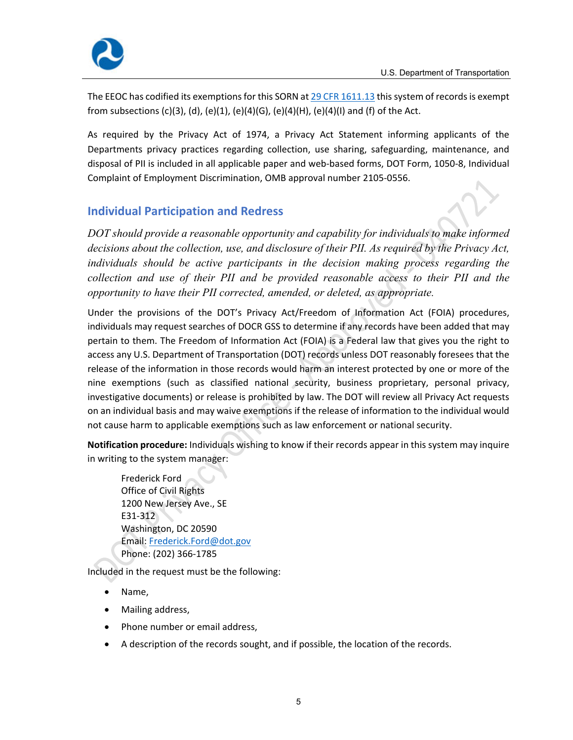The EEOC has codified its exemptions for this SORN at [29 CFR 1611.13](29 CFR 1611.13) this system of records is exempt from subsections (c)(3), (d), (e)(1), (e)(4)(G), (e)(4)(H), (e)(4)(I) and (f) of the Act.

As required by the Privacy Act of 1974, a Privacy Act Statement informing applicants of the Departments privacy practices regarding collection, use sharing, safeguarding, maintenance, and disposal of PII is included in all applicable paper and web-based forms, DOT Form, 1050-8, Individual Complaint of Employment Discrimination, OMB approval number 2105-0556.

## Individual Participation and Redress

*DOT should provide a reasonable opportunity and capability for individuals to make informed decisions about the collection, use, and disclosure of their PII. As required by the Privacy Act, individuals should be active participants in the decision making process regarding the collection and use of their PII and be provided reasonable access to their PII and the opportunity to have their PII corrected, amended, or deleted, as appropriate.*

Under the provisions of the DOT's Privacy Act/Freedom of Information Act (FOIA) procedures, individuals may request searches of DOCR GSS to determine if any records have been added that may pertain to them. The Freedom of Information Act (FOIA) is a Federal law that gives you the right to access any U.S. Department of Transportation (DOT) records unless DOT reasonably foresees that the release of the information in those records would harm an interest protected by one or more of the nine exemptions (such as classified national security, business proprietary, personal privacy, investigative documents) or release is prohibited by law. The DOT will review all Privacy Act requests on an individual basis and may waive exemptions if the release of information to the individual would not cause harm to applicable exemptions such as law enforcement or national security.

**Notification procedure:** Individuals wishing to know if their records appear in this system may inquire in writing to the system manager:

Frederick Ford
Office of Civil Rights
1200 New Jersey Ave., SE
E31-312
Washington, DC 20590
Email: Frederick.Ford@dot.gov
Phone: (202) 366-1785

Included in the request must be the following:

- Name,
- Mailing address,
- Phone number or email address,
- A description of the records sought, and if possible, the location of the records.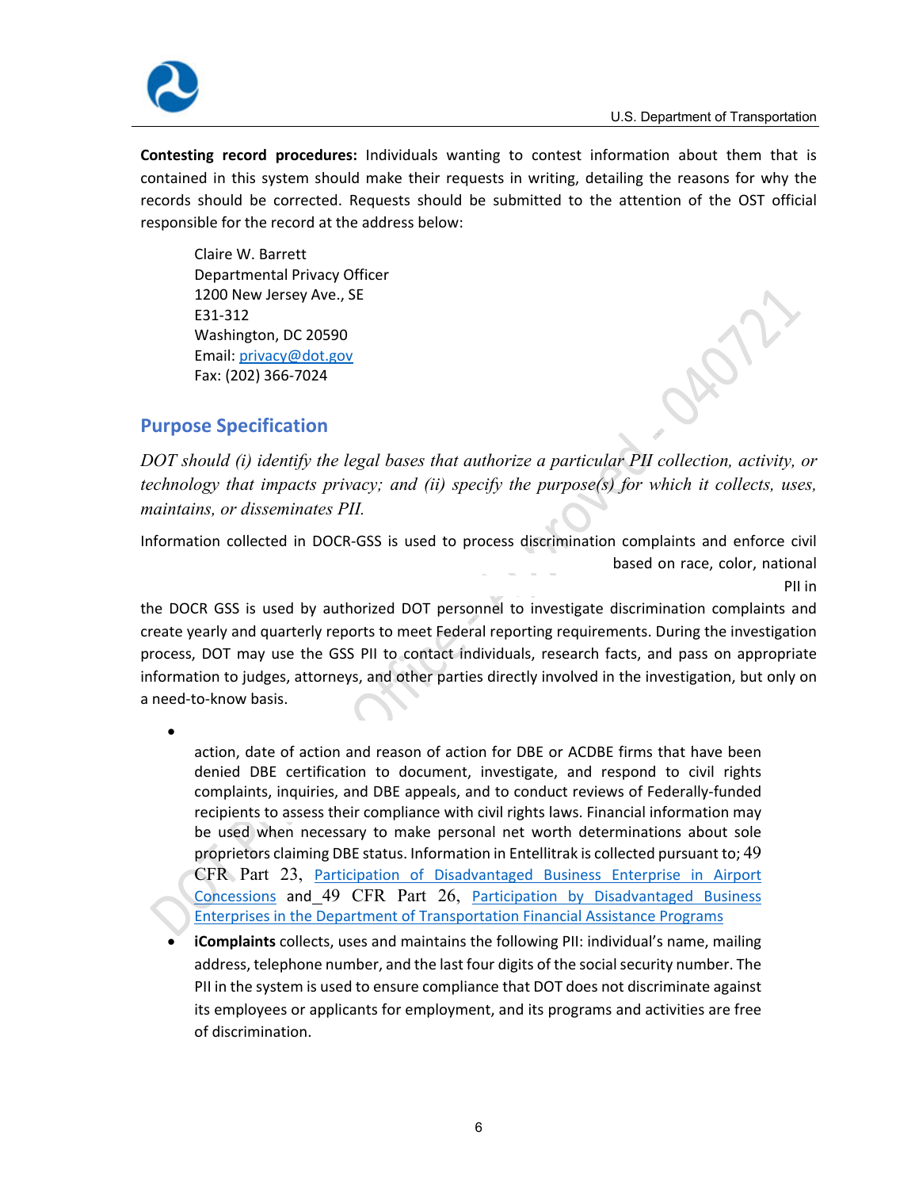**Contesting record procedures:** Individuals wanting to contest information about them that is contained in this system should make their requests in writing, detailing the reasons for why the records should be corrected. Requests should be submitted to the attention of the OST official responsible for the record at the address below:

Claire W. Barrett  
Departmental Privacy Officer  
1200 New Jersey Ave., SE  
E31-312  
Washington, DC 20590  
Email: privacy@dot.gov  
Fax: (202) 366-7024

## Purpose Specification

*DOT should (i) identify the legal bases that authorize a particular PII collection, activity, or technology that impacts privacy; and (ii) specify the purpose(s) for which it collects, uses, maintains, or disseminates PII.*

Information collected in DOCR-GSS is used to process discrimination complaints and enforce civil based on race, color, national PII in the DOCR GSS is used by authorized DOT personnel to investigate discrimination complaints and create yearly and quarterly reports to meet Federal reporting requirements. During the investigation process, DOT may use the GSS PII to contact individuals, research facts, and pass on appropriate information to judges, attorneys, and other parties directly involved in the investigation, but only on a need-to-know basis.

- action, date of action and reason of action for DBE or ACDBE firms that have been denied DBE certification to document, investigate, and respond to civil rights complaints, inquiries, and DBE appeals, and to conduct reviews of Federally-funded recipients to assess their compliance with civil rights laws. Financial information may be used when necessary to make personal net worth determinations about sole proprietors claiming DBE status. Information in Entellitrak is collected pursuant to; 49 CFR Part 23, Participation of Disadvantaged Business Enterprise in Airport Concessions and 49 CFR Part 26, Participation by Disadvantaged Business Enterprises in the Department of Transportation Financial Assistance Programs
- **iComplaints** collects, uses and maintains the following PII: individual's name, mailing address, telephone number, and the last four digits of the social security number. The PII in the system is used to ensure compliance that DOT does not discriminate against its employees or applicants for employment, and its programs and activities are free of discrimination.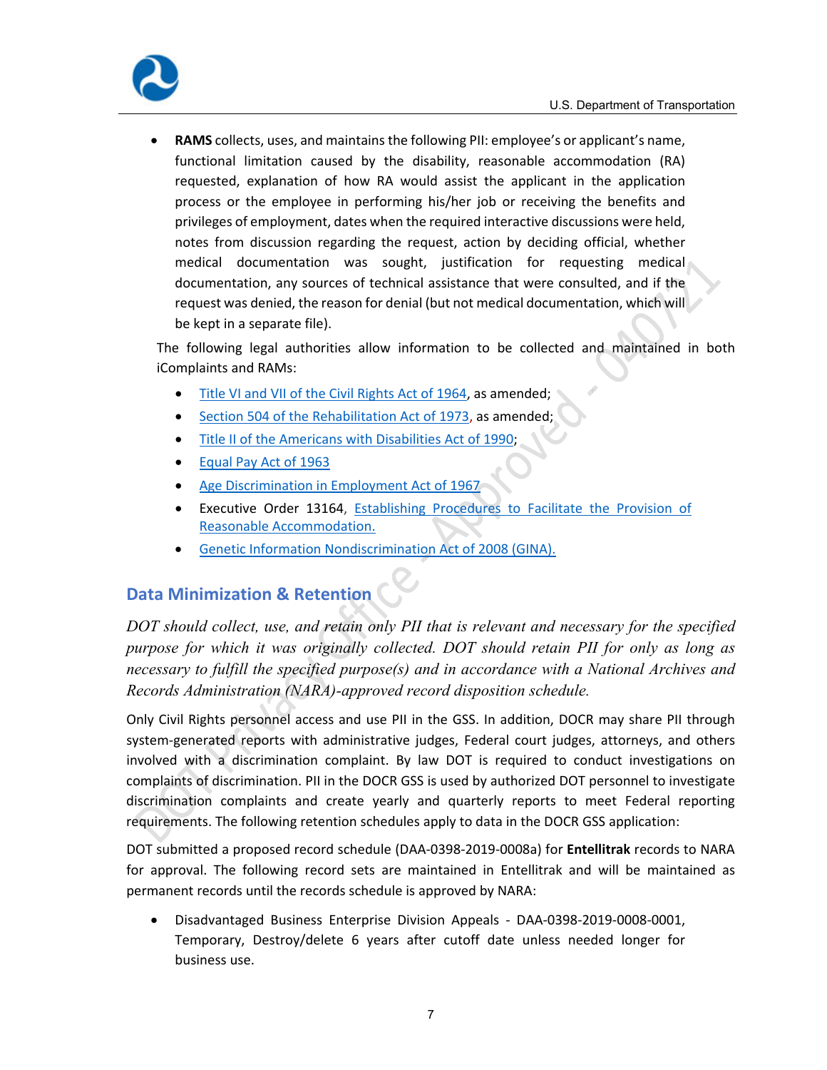- **RAMS** collects, uses, and maintains the following PII: employee's or applicant's name, functional limitation caused by the disability, reasonable accommodation (RA) requested, explanation of how RA would assist the applicant in the application process or the employee in performing his/her job or receiving the benefits and privileges of employment, dates when the required interactive discussions were held, notes from discussion regarding the request, action by deciding official, whether medical documentation was sought, justification for requesting medical documentation, any sources of technical assistance that were consulted, and if the request was denied, the reason for denial (but not medical documentation, which will be kept in a separate file).

The following legal authorities allow information to be collected and maintained in both iComplaints and RAMs:

- Title VI and VII of the Civil Rights Act of 1964, as amended;
- Section 504 of the Rehabilitation Act of 1973, as amended;
- Title II of the Americans with Disabilities Act of 1990;
- Equal Pay Act of 1963
- Age Discrimination in Employment Act of 1967
- Executive Order 13164, Establishing Procedures to Facilitate the Provision of Reasonable Accommodation.
- Genetic Information Nondiscrimination Act of 2008 (GINA).

## Data Minimization & Retention

*DOT should collect, use, and retain only PII that is relevant and necessary for the specified purpose for which it was originally collected. DOT should retain PII for only as long as necessary to fulfill the specified purpose(s) and in accordance with a National Archives and Records Administration (NARA)-approved record disposition schedule.*

Only Civil Rights personnel access and use PII in the GSS. In addition, DOCR may share PII through system-generated reports with administrative judges, Federal court judges, attorneys, and others involved with a discrimination complaint. By law DOT is required to conduct investigations on complaints of discrimination. PII in the DOCR GSS is used by authorized DOT personnel to investigate discrimination complaints and create yearly and quarterly reports to meet Federal reporting requirements. The following retention schedules apply to data in the DOCR GSS application:

DOT submitted a proposed record schedule (DAA-0398-2019-0008a) for **Entellitrak** records to NARA for approval. The following record sets are maintained in Entellitrak and will be maintained as permanent records until the records schedule is approved by NARA:

- Disadvantaged Business Enterprise Division Appeals - DAA-0398-2019-0008-0001, Temporary, Destroy/delete 6 years after cutoff date unless needed longer for business use.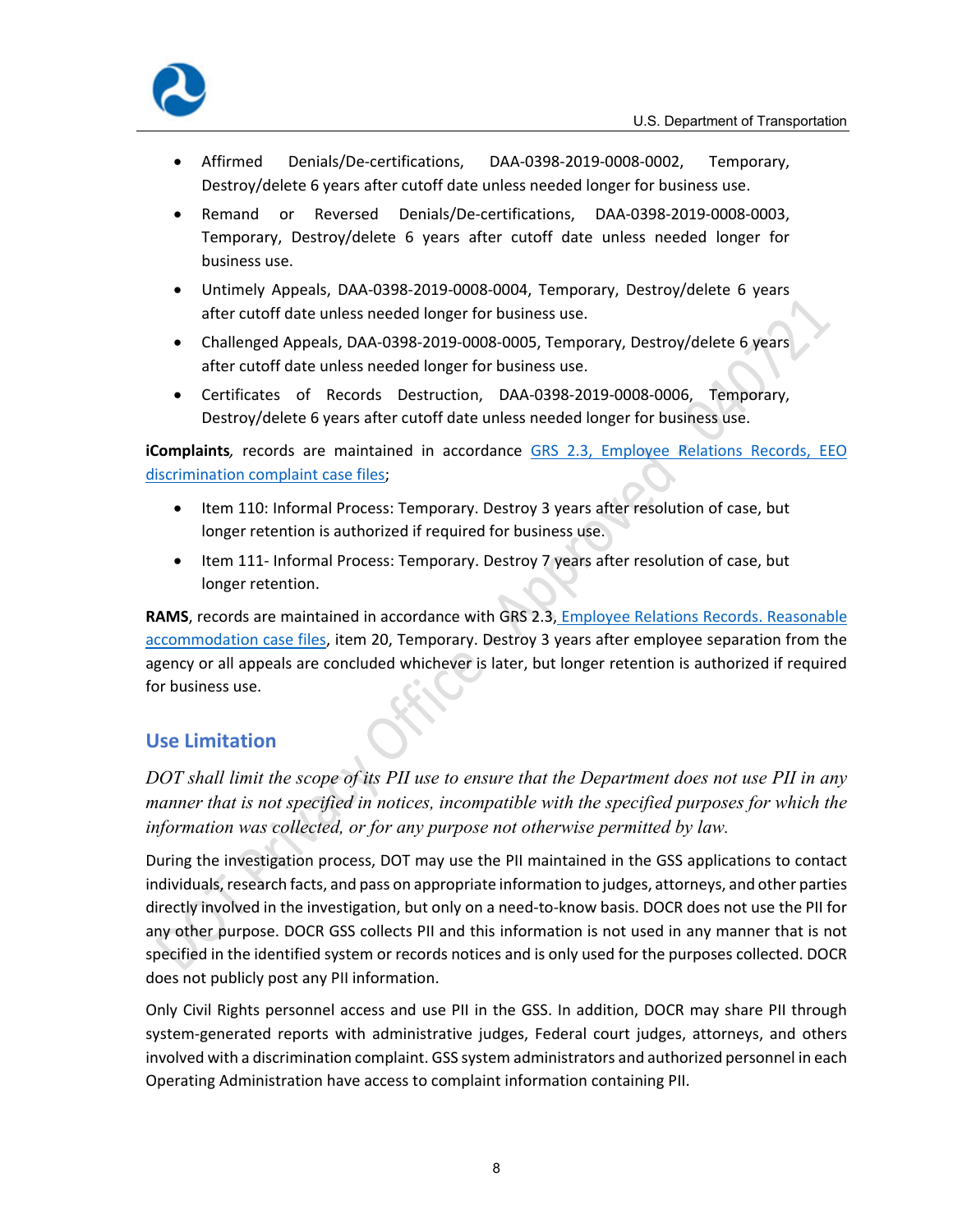- Affirmed Denials/De-certifications, DAA-0398-2019-0008-0002, Temporary, Destroy/delete 6 years after cutoff date unless needed longer for business use.
- Remand or Reversed Denials/De-certifications, DAA-0398-2019-0008-0003, Temporary, Destroy/delete 6 years after cutoff date unless needed longer for business use.
- Untimely Appeals, DAA-0398-2019-0008-0004, Temporary, Destroy/delete 6 years after cutoff date unless needed longer for business use.
- Challenged Appeals, DAA-0398-2019-0008-0005, Temporary, Destroy/delete 6 years after cutoff date unless needed longer for business use.
- Certificates of Records Destruction, DAA-0398-2019-0008-0006, Temporary, Destroy/delete 6 years after cutoff date unless needed longer for business use.

**iComplaints***,* records are maintained in accordance [GRS 2.3, Employee Relations Records, EEO discrimination complaint case files](#);

- Item 110: Informal Process: Temporary. Destroy 3 years after resolution of case, but longer retention is authorized if required for business use.
- Item 111- Informal Process: Temporary. Destroy 7 years after resolution of case, but longer retention.

**RAMS**, records are maintained in accordance with GRS 2.3, [Employee Relations Records. Reasonable accommodation case files](#), item 20, Temporary. Destroy 3 years after employee separation from the agency or all appeals are concluded whichever is later, but longer retention is authorized if required for business use.

## Use Limitation

*DOT shall limit the scope of its PII use to ensure that the Department does not use PII in any manner that is not specified in notices, incompatible with the specified purposes for which the information was collected, or for any purpose not otherwise permitted by law.*

During the investigation process, DOT may use the PII maintained in the GSS applications to contact individuals, research facts, and pass on appropriate information to judges, attorneys, and other parties directly involved in the investigation, but only on a need-to-know basis. DOCR does not use the PII for any other purpose. DOCR GSS collects PII and this information is not used in any manner that is not specified in the identified system or records notices and is only used for the purposes collected. DOCR does not publicly post any PII information.

Only Civil Rights personnel access and use PII in the GSS. In addition, DOCR may share PII through system-generated reports with administrative judges, Federal court judges, attorneys, and others involved with a discrimination complaint. GSS system administrators and authorized personnel in each Operating Administration have access to complaint information containing PII.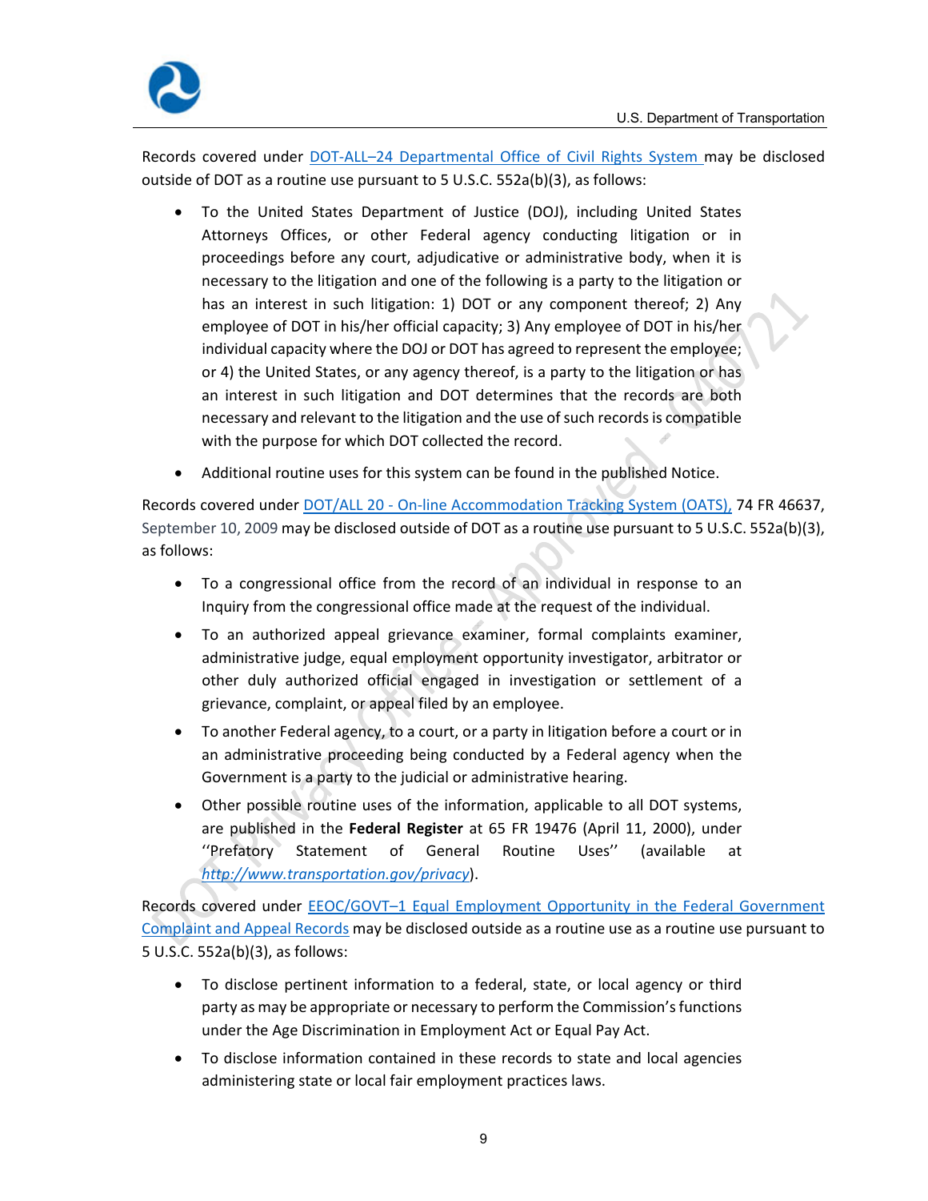Records covered under [DOT-ALL–24 Departmental Office of Civil Rights System](#) may be disclosed outside of DOT as a routine use pursuant to 5 U.S.C. 552a(b)(3), as follows:

- To the United States Department of Justice (DOJ), including United States Attorneys Offices, or other Federal agency conducting litigation or in proceedings before any court, adjudicative or administrative body, when it is necessary to the litigation and one of the following is a party to the litigation or has an interest in such litigation: 1) DOT or any component thereof; 2) Any employee of DOT in his/her official capacity; 3) Any employee of DOT in his/her individual capacity where the DOJ or DOT has agreed to represent the employee; or 4) the United States, or any agency thereof, is a party to the litigation or has an interest in such litigation and DOT determines that the records are both necessary and relevant to the litigation and the use of such records is compatible with the purpose for which DOT collected the record.
- Additional routine uses for this system can be found in the published Notice.

Records covered under [DOT/ALL 20 - On-line Accommodation Tracking System (OATS),](#) 74 FR 46637, September 10, 2009 may be disclosed outside of DOT as a routine use pursuant to 5 U.S.C. 552a(b)(3), as follows:

- To a congressional office from the record of an individual in response to an Inquiry from the congressional office made at the request of the individual.
- To an authorized appeal grievance examiner, formal complaints examiner, administrative judge, equal employment opportunity investigator, arbitrator or other duly authorized official engaged in investigation or settlement of a grievance, complaint, or appeal filed by an employee.
- To another Federal agency, to a court, or a party in litigation before a court or in an administrative proceeding being conducted by a Federal agency when the Government is a party to the judicial or administrative hearing.
- Other possible routine uses of the information, applicable to all DOT systems, are published in the **Federal Register** at 65 FR 19476 (April 11, 2000), under ''Prefatory Statement of General Routine Uses'' (available at *http://www.transportation.gov/privacy*).

Records covered under [EEOC/GOVT–1 Equal Employment Opportunity in the Federal Government Complaint and Appeal Records](#) may be disclosed outside as a routine use as a routine use pursuant to 5 U.S.C. 552a(b)(3), as follows:

- To disclose pertinent information to a federal, state, or local agency or third party as may be appropriate or necessary to perform the Commission's functions under the Age Discrimination in Employment Act or Equal Pay Act.
- To disclose information contained in these records to state and local agencies administering state or local fair employment practices laws.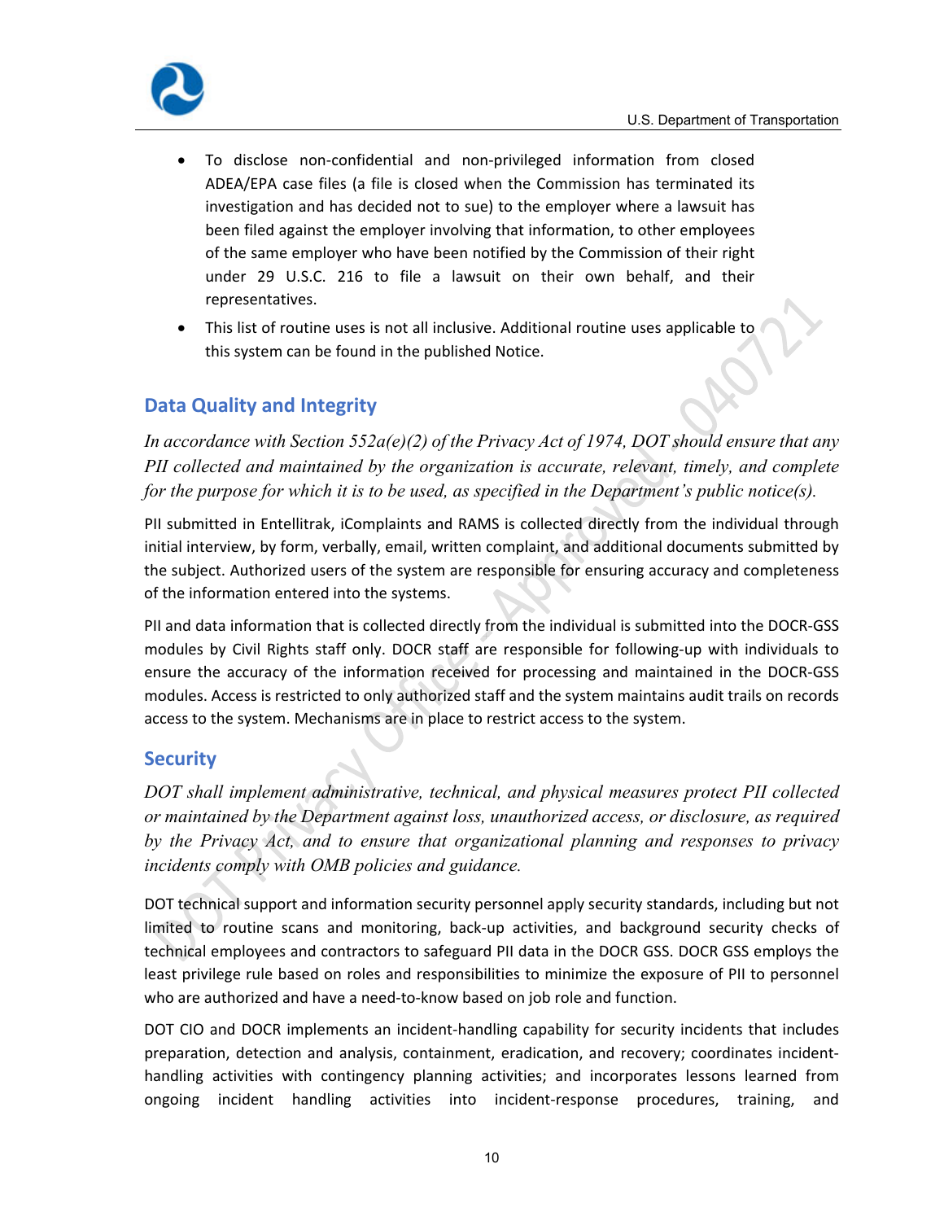- To disclose non-confidential and non-privileged information from closed ADEA/EPA case files (a file is closed when the Commission has terminated its investigation and has decided not to sue) to the employer where a lawsuit has been filed against the employer involving that information, to other employees of the same employer who have been notified by the Commission of their right under 29 U.S.C. 216 to file a lawsuit on their own behalf, and their representatives.
- This list of routine uses is not all inclusive. Additional routine uses applicable to this system can be found in the published Notice.

## Data Quality and Integrity

*In accordance with Section 552a(e)(2) of the Privacy Act of 1974, DOT should ensure that any PII collected and maintained by the organization is accurate, relevant, timely, and complete for the purpose for which it is to be used, as specified in the Department's public notice(s).*

PII submitted in Entellitrak, iComplaints and RAMS is collected directly from the individual through initial interview, by form, verbally, email, written complaint, and additional documents submitted by the subject. Authorized users of the system are responsible for ensuring accuracy and completeness of the information entered into the systems.

PII and data information that is collected directly from the individual is submitted into the DOCR-GSS modules by Civil Rights staff only. DOCR staff are responsible for following-up with individuals to ensure the accuracy of the information received for processing and maintained in the DOCR-GSS modules. Access is restricted to only authorized staff and the system maintains audit trails on records access to the system. Mechanisms are in place to restrict access to the system.

## Security

*DOT shall implement administrative, technical, and physical measures protect PII collected or maintained by the Department against loss, unauthorized access, or disclosure, as required by the Privacy Act, and to ensure that organizational planning and responses to privacy incidents comply with OMB policies and guidance.*

DOT technical support and information security personnel apply security standards, including but not limited to routine scans and monitoring, back-up activities, and background security checks of technical employees and contractors to safeguard PII data in the DOCR GSS. DOCR GSS employs the least privilege rule based on roles and responsibilities to minimize the exposure of PII to personnel who are authorized and have a need-to-know based on job role and function.

DOT CIO and DOCR implements an incident-handling capability for security incidents that includes preparation, detection and analysis, containment, eradication, and recovery; coordinates incident-handling activities with contingency planning activities; and incorporates lessons learned from ongoing incident handling activities into incident-response procedures, training, and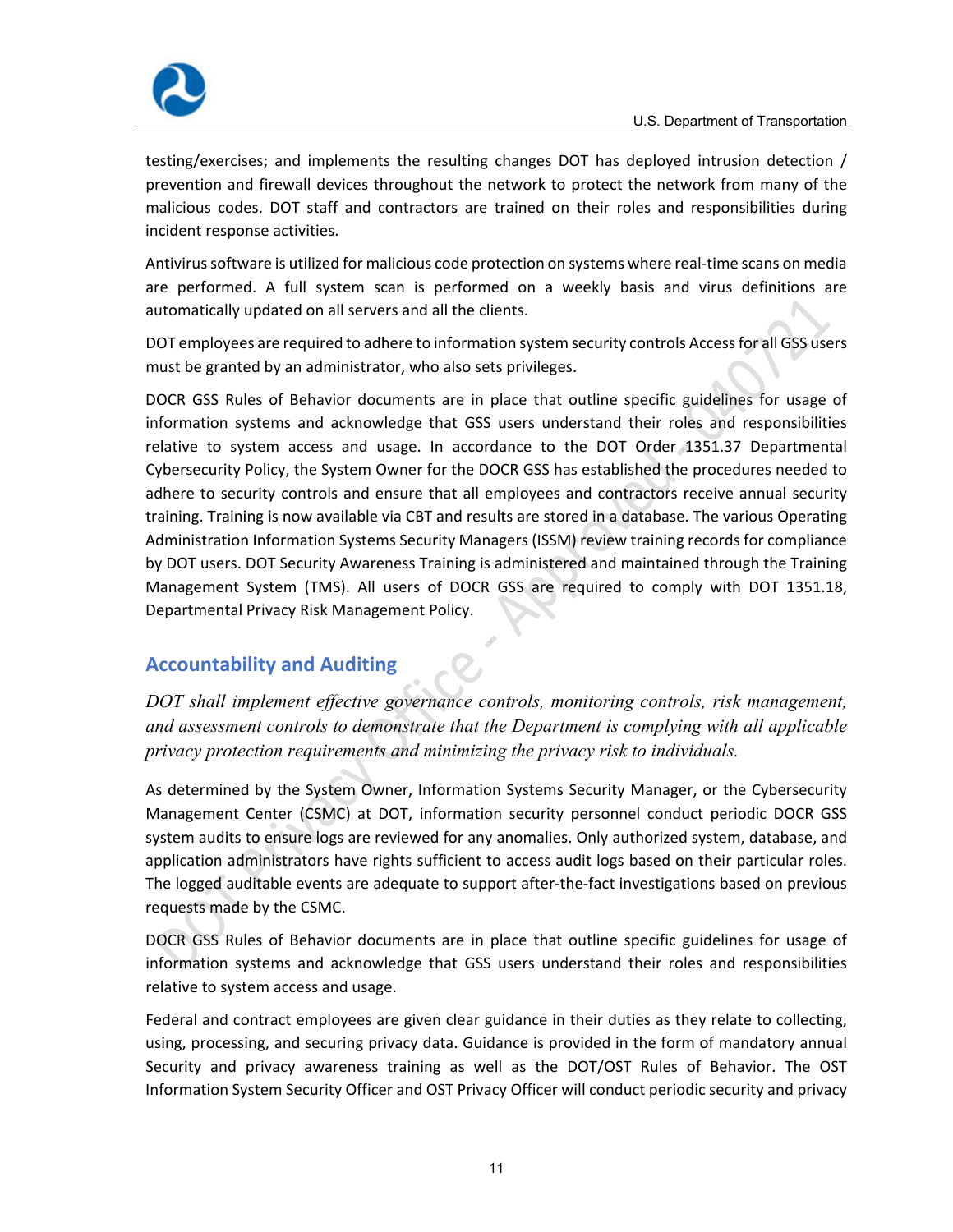testing/exercises; and implements the resulting changes DOT has deployed intrusion detection / prevention and firewall devices throughout the network to protect the network from many of the malicious codes. DOT staff and contractors are trained on their roles and responsibilities during incident response activities.

Antivirus software is utilized for malicious code protection on systems where real-time scans on media are performed. A full system scan is performed on a weekly basis and virus definitions are automatically updated on all servers and all the clients.

DOT employees are required to adhere to information system security controls Access for all GSS users must be granted by an administrator, who also sets privileges.

DOCR GSS Rules of Behavior documents are in place that outline specific guidelines for usage of information systems and acknowledge that GSS users understand their roles and responsibilities relative to system access and usage. In accordance to the DOT Order 1351.37 Departmental Cybersecurity Policy, the System Owner for the DOCR GSS has established the procedures needed to adhere to security controls and ensure that all employees and contractors receive annual security training. Training is now available via CBT and results are stored in a database. The various Operating Administration Information Systems Security Managers (ISSM) review training records for compliance by DOT users. DOT Security Awareness Training is administered and maintained through the Training Management System (TMS). All users of DOCR GSS are required to comply with DOT 1351.18, Departmental Privacy Risk Management Policy.

## Accountability and Auditing

*DOT shall implement effective governance controls, monitoring controls, risk management, and assessment controls to demonstrate that the Department is complying with all applicable privacy protection requirements and minimizing the privacy risk to individuals.*

As determined by the System Owner, Information Systems Security Manager, or the Cybersecurity Management Center (CSMC) at DOT, information security personnel conduct periodic DOCR GSS system audits to ensure logs are reviewed for any anomalies. Only authorized system, database, and application administrators have rights sufficient to access audit logs based on their particular roles. The logged auditable events are adequate to support after-the-fact investigations based on previous requests made by the CSMC.

DOCR GSS Rules of Behavior documents are in place that outline specific guidelines for usage of information systems and acknowledge that GSS users understand their roles and responsibilities relative to system access and usage.

Federal and contract employees are given clear guidance in their duties as they relate to collecting, using, processing, and securing privacy data. Guidance is provided in the form of mandatory annual Security and privacy awareness training as well as the DOT/OST Rules of Behavior. The OST Information System Security Officer and OST Privacy Officer will conduct periodic security and privacy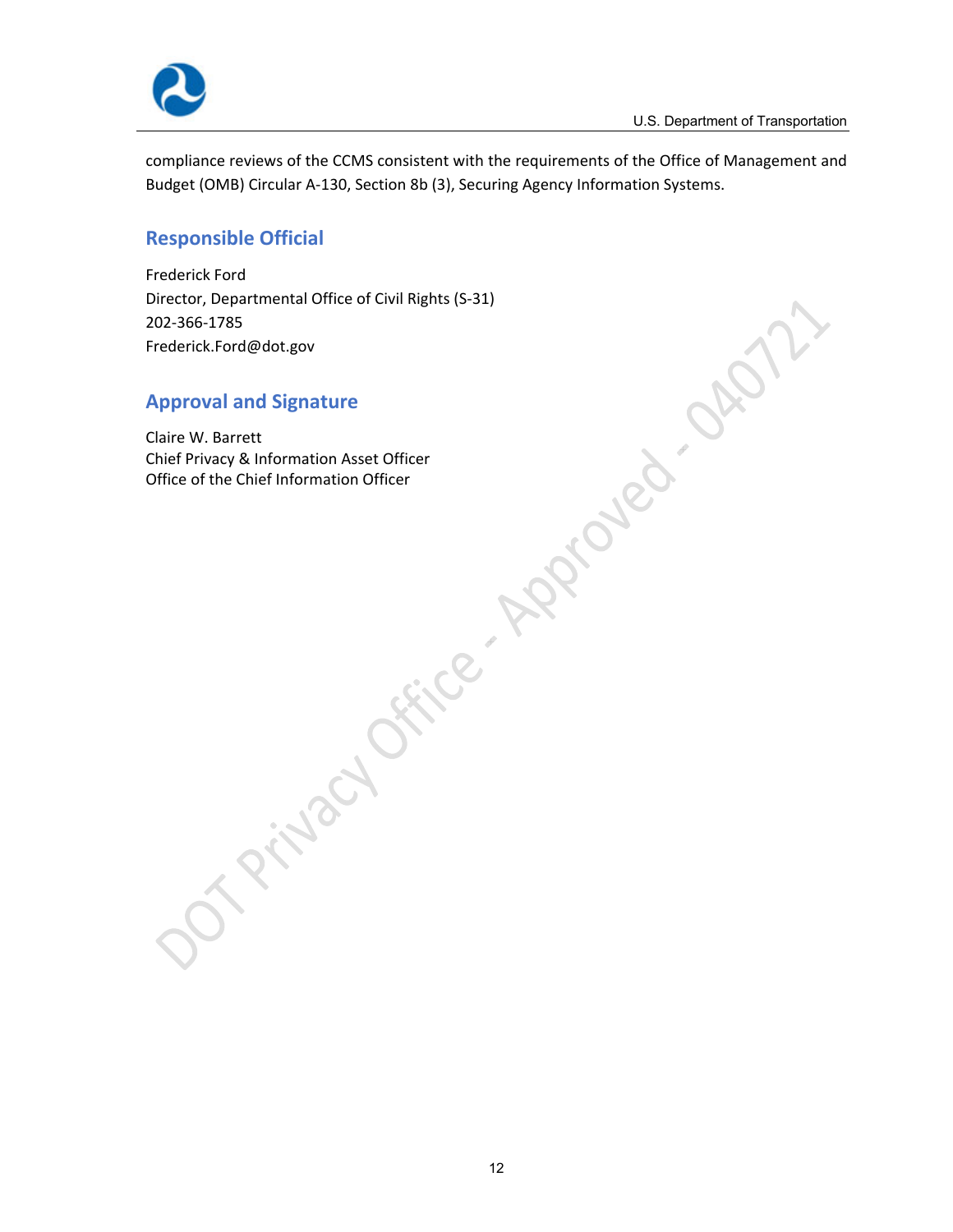compliance reviews of the CCMS consistent with the requirements of the Office of Management and Budget (OMB) Circular A-130, Section 8b (3), Securing Agency Information Systems.

## Responsible Official

Frederick Ford
Director, Departmental Office of Civil Rights (S-31)
202-366-1785
Frederick.Ford@dot.gov

## Approval and Signature

Claire W. Barrett
Chief Privacy & Information Asset Officer
Office of the Chief Information Officer

DOT Privacy Office - Approved - 040721